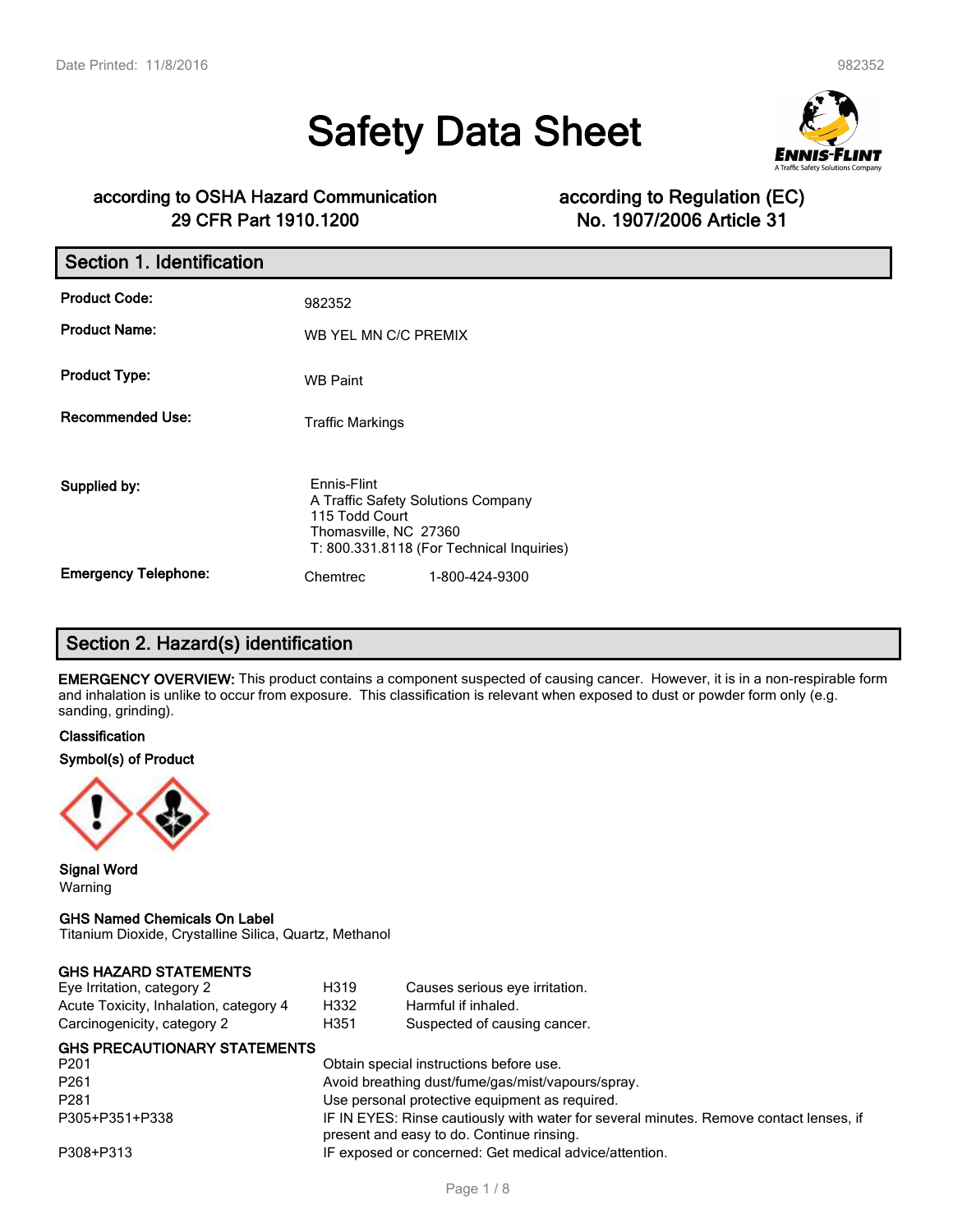# Safety Data Sheet

**according to OSHA Hazard Communication 29 CFR Part 1910.1200**

**according to Regulation (EC) No. 1907/2006 Article 31**

## Section 1. Identification

| | |
|---|---|
| **Product Code:** | 982352 |
| **Product Name:** | WB YEL MN C/C PREMIX |
| **Product Type:** | WB Paint |
| **Recommended Use:** | Traffic Markings |
| **Supplied by:** | Ennis-Flint<br>A Traffic Safety Solutions Company<br>115 Todd Court<br>Thomasville, NC 27360<br>T: 800.331.8118 (For Technical Inquiries) |
| **Emergency Telephone:** | Chemtrec 1-800-424-9300 |

## Section 2. Hazard(s) identification

**EMERGENCY OVERVIEW:** This product contains a component suspected of causing cancer. However, it is in a non-respirable form and inhalation is unlike to occur from exposure. This classification is relevant when exposed to dust or powder form only (e.g. sanding, grinding).

**Classification**

**Symbol(s) of Product**

**Signal Word**
Warning

**GHS Named Chemicals On Label**
Titanium Dioxide, Crystalline Silica, Quartz, Methanol

**GHS HAZARD STATEMENTS**

| | | |
|---|---|---|
| Eye Irritation, category 2 | H319 | Causes serious eye irritation. |
| Acute Toxicity, Inhalation, category 4 | H332 | Harmful if inhaled. |
| Carcinogenicity, category 2 | H351 | Suspected of causing cancer. |

**GHS PRECAUTIONARY STATEMENTS**

| | |
|---|---|
| P201 | Obtain special instructions before use. |
| P261 | Avoid breathing dust/fume/gas/mist/vapours/spray. |
| P281 | Use personal protective equipment as required. |
| P305+P351+P338 | IF IN EYES: Rinse cautiously with water for several minutes. Remove contact lenses, if present and easy to do. Continue rinsing. |
| P308+P313 | IF exposed or concerned: Get medical advice/attention. |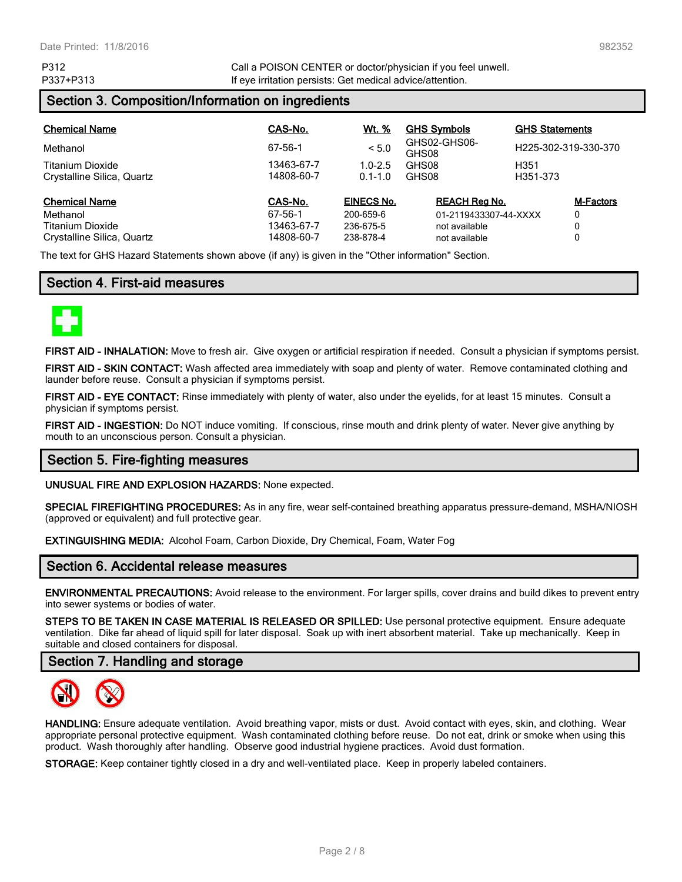| | |
|---|---|
| P312 | Call a POISON CENTER or doctor/physician if you feel unwell. |
| P337+P313 | If eye irritation persists: Get medical advice/attention. |

## Section 3. Composition/Information on ingredients

| Chemical Name | CAS-No. | Wt. % | GHS Symbols | GHS Statements |
|---|---|---|---|---|
| Methanol | 67-56-1 | < 5.0 | GHS02-GHS06-GHS08 | H225-302-319-330-370 |
| Titanium Dioxide | 13463-67-7 | 1.0-2.5 | GHS08 | H351 |
| Crystalline Silica, Quartz | 14808-60-7 | 0.1-1.0 | GHS08 | H351-373 |

| Chemical Name | CAS-No. | EINECS No. | REACH Reg No. | M-Factors |
|---|---|---|---|---|
| Methanol | 67-56-1 | 200-659-6 | 01-2119433307-44-XXXX | 0 |
| Titanium Dioxide | 13463-67-7 | 236-675-5 | not available | 0 |
| Crystalline Silica, Quartz | 14808-60-7 | 238-878-4 | not available | 0 |

The text for GHS Hazard Statements shown above (if any) is given in the "Other information" Section.

## Section 4. First-aid measures

**FIRST AID - INHALATION:** Move to fresh air. Give oxygen or artificial respiration if needed. Consult a physician if symptoms persist.

**FIRST AID - SKIN CONTACT:** Wash affected area immediately with soap and plenty of water. Remove contaminated clothing and launder before reuse. Consult a physician if symptoms persist.

**FIRST AID - EYE CONTACT:** Rinse immediately with plenty of water, also under the eyelids, for at least 15 minutes. Consult a physician if symptoms persist.

**FIRST AID - INGESTION:** Do NOT induce vomiting. If conscious, rinse mouth and drink plenty of water. Never give anything by mouth to an unconscious person. Consult a physician.

## Section 5. Fire-fighting measures

**UNUSUAL FIRE AND EXPLOSION HAZARDS:** None expected.

**SPECIAL FIREFIGHTING PROCEDURES:** As in any fire, wear self-contained breathing apparatus pressure-demand, MSHA/NIOSH (approved or equivalent) and full protective gear.

**EXTINGUISHING MEDIA:** Alcohol Foam, Carbon Dioxide, Dry Chemical, Foam, Water Fog

## Section 6. Accidental release measures

**ENVIRONMENTAL PRECAUTIONS:** Avoid release to the environment. For larger spills, cover drains and build dikes to prevent entry into sewer systems or bodies of water.

**STEPS TO BE TAKEN IN CASE MATERIAL IS RELEASED OR SPILLED:** Use personal protective equipment. Ensure adequate ventilation. Dike far ahead of liquid spill for later disposal. Soak up with inert absorbent material. Take up mechanically. Keep in suitable and closed containers for disposal.

## Section 7. Handling and storage

**HANDLING:** Ensure adequate ventilation. Avoid breathing vapor, mists or dust. Avoid contact with eyes, skin, and clothing. Wear appropriate personal protective equipment. Wash contaminated clothing before reuse. Do not eat, drink or smoke when using this product. Wash thoroughly after handling. Observe good industrial hygiene practices. Avoid dust formation.

**STORAGE:** Keep container tightly closed in a dry and well-ventilated place. Keep in properly labeled containers.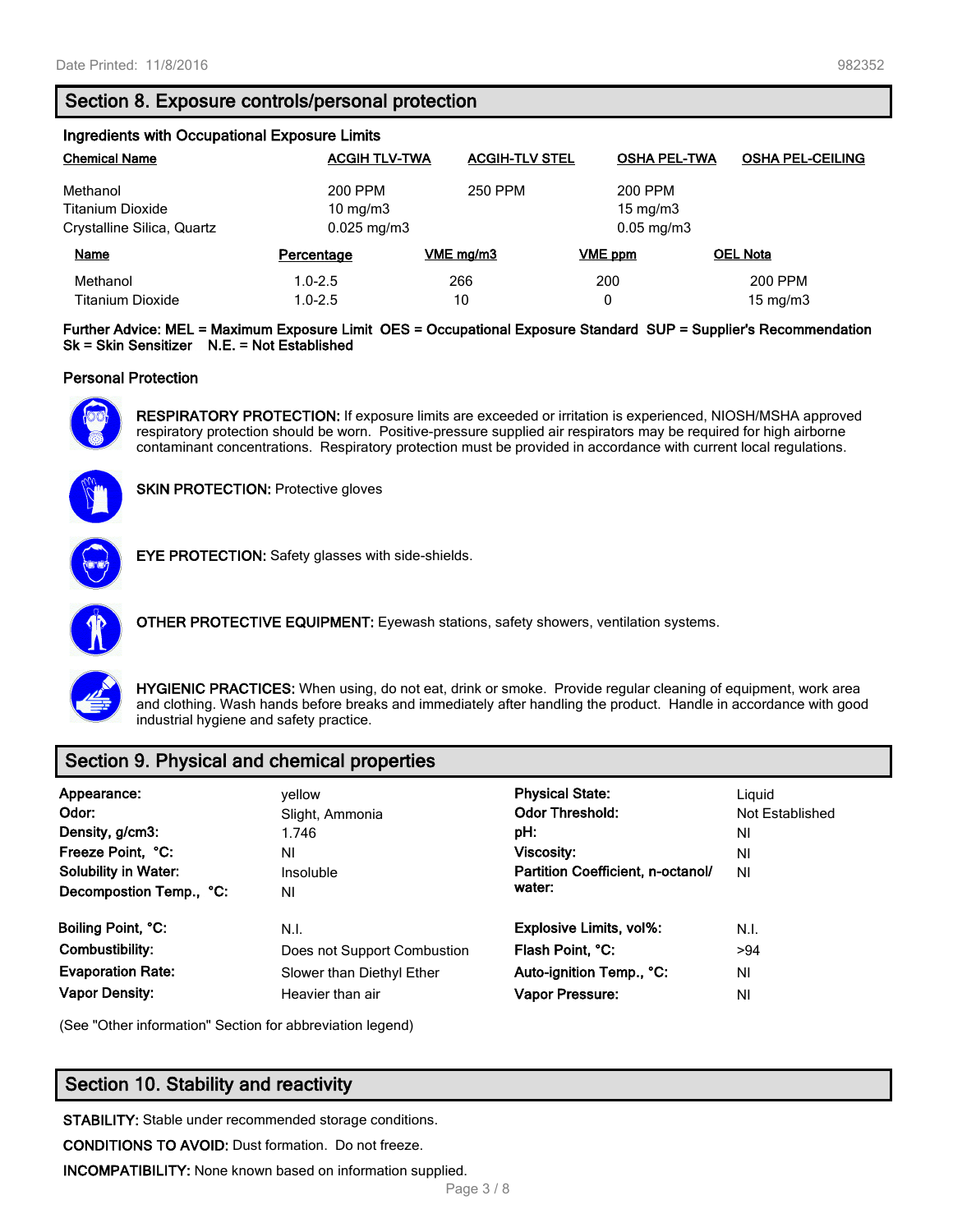## Section 8. Exposure controls/personal protection

### Ingredients with Occupational Exposure Limits

| Chemical Name | ACGIH TLV-TWA | ACGIH-TLV STEL | OSHA PEL-TWA | OSHA PEL-CEILING |
|---|---|---|---|---|
| Methanol | 200 PPM | 250 PPM | 200 PPM | |
| Titanium Dioxide | 10 mg/m3 | | 15 mg/m3 | |
| Crystalline Silica, Quartz | 0.025 mg/m3 | | 0.05 mg/m3 | |

| Name | Percentage | VME mg/m3 | VME ppm | OEL Nota |
|---|---|---|---|---|
| Methanol | 1.0-2.5 | 266 | 200 | 200 PPM |
| Titanium Dioxide | 1.0-2.5 | 10 | 0 | 15 mg/m3 |

**Further Advice: MEL = Maximum Exposure Limit OES = Occupational Exposure Standard SUP = Supplier's Recommendation Sk = Skin Sensitizer N.E. = Not Established**

### Personal Protection

**RESPIRATORY PROTECTION:** If exposure limits are exceeded or irritation is experienced, NIOSH/MSHA approved respiratory protection should be worn. Positive-pressure supplied air respirators may be required for high airborne contaminant concentrations. Respiratory protection must be provided in accordance with current local regulations.

**SKIN PROTECTION:** Protective gloves

**EYE PROTECTION:** Safety glasses with side-shields.

**OTHER PROTECTIVE EQUIPMENT:** Eyewash stations, safety showers, ventilation systems.

**HYGIENIC PRACTICES:** When using, do not eat, drink or smoke. Provide regular cleaning of equipment, work area and clothing. Wash hands before breaks and immediately after handling the product. Handle in accordance with good industrial hygiene and safety practice.

## Section 9. Physical and chemical properties

| | | | |
|---|---|---|---|
| **Appearance:** | yellow | **Physical State:** | Liquid |
| **Odor:** | Slight, Ammonia | **Odor Threshold:** | Not Established |
| **Density, g/cm3:** | 1.746 | **pH:** | NI |
| **Freeze Point, °C:** | NI | **Viscosity:** | NI |
| **Solubility in Water:** | Insoluble | **Partition Coefficient, n-octanol/ water:** | NI |
| **Decompostion Temp., °C:** | NI | | |
| **Boiling Point, °C:** | N.I. | **Explosive Limits, vol%:** | N.I. |
| **Combustibility:** | Does not Support Combustion | **Flash Point, °C:** | >94 |
| **Evaporation Rate:** | Slower than Diethyl Ether | **Auto-ignition Temp., °C:** | NI |
| **Vapor Density:** | Heavier than air | **Vapor Pressure:** | NI |

(See "Other information" Section for abbreviation legend)

## Section 10. Stability and reactivity

**STABILITY:** Stable under recommended storage conditions.

**CONDITIONS TO AVOID:** Dust formation. Do not freeze.

**INCOMPATIBILITY:** None known based on information supplied.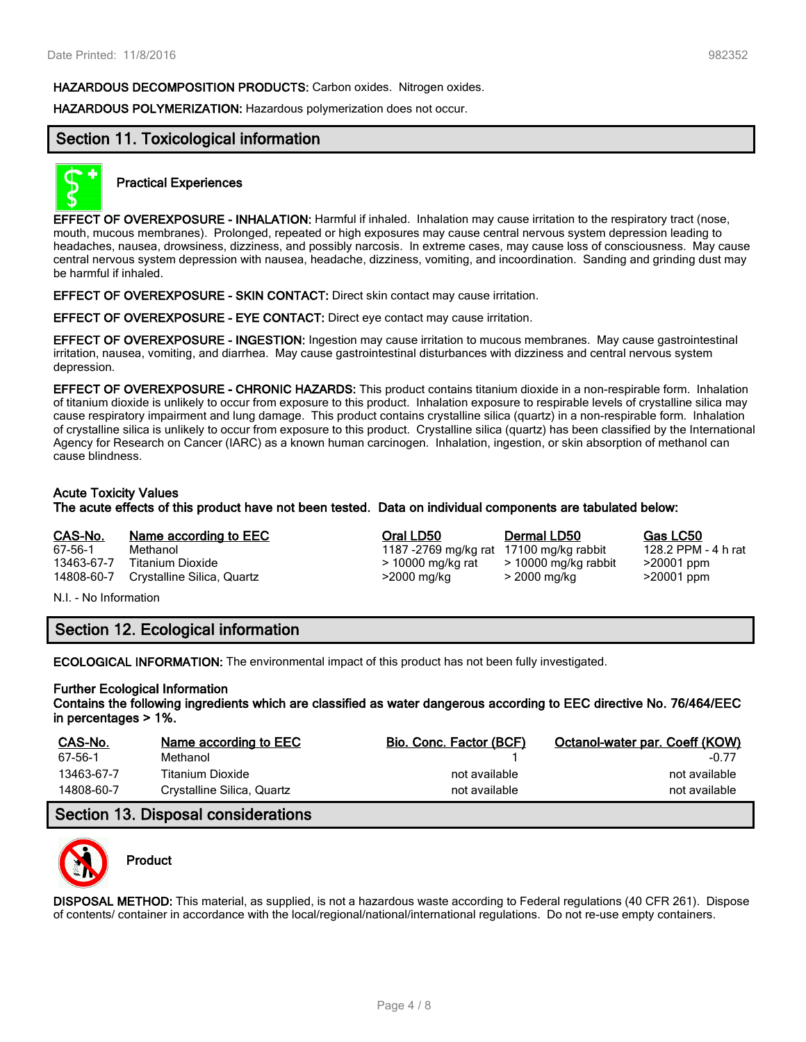**HAZARDOUS DECOMPOSITION PRODUCTS:** Carbon oxides. Nitrogen oxides.

**HAZARDOUS POLYMERIZATION:** Hazardous polymerization does not occur.

## Section 11. Toxicological information

### Practical Experiences

**EFFECT OF OVEREXPOSURE - INHALATION:** Harmful if inhaled. Inhalation may cause irritation to the respiratory tract (nose, mouth, mucous membranes). Prolonged, repeated or high exposures may cause central nervous system depression leading to headaches, nausea, drowsiness, dizziness, and possibly narcosis. In extreme cases, may cause loss of consciousness. May cause central nervous system depression with nausea, headache, dizziness, vomiting, and incoordination. Sanding and grinding dust may be harmful if inhaled.

**EFFECT OF OVEREXPOSURE - SKIN CONTACT:** Direct skin contact may cause irritation.

**EFFECT OF OVEREXPOSURE - EYE CONTACT:** Direct eye contact may cause irritation.

**EFFECT OF OVEREXPOSURE - INGESTION:** Ingestion may cause irritation to mucous membranes. May cause gastrointestinal irritation, nausea, vomiting, and diarrhea. May cause gastrointestinal disturbances with dizziness and central nervous system depression.

**EFFECT OF OVEREXPOSURE - CHRONIC HAZARDS:** This product contains titanium dioxide in a non-respirable form. Inhalation of titanium dioxide is unlikely to occur from exposure to this product. Inhalation exposure to respirable levels of crystalline silica may cause respiratory impairment and lung damage. This product contains crystalline silica (quartz) in a non-respirable form. Inhalation of crystalline silica is unlikely to occur from exposure to this product. Crystalline silica (quartz) has been classified by the International Agency for Research on Cancer (IARC) as a known human carcinogen. Inhalation, ingestion, or skin absorption of methanol can cause blindness.

**Acute Toxicity Values**
**The acute effects of this product have not been tested. Data on individual components are tabulated below:**

| CAS-No. | Name according to EEC | Oral LD50 | Dermal LD50 | Gas LC50 |
|---|---|---|---|---|
| 67-56-1 | Methanol | 1187 -2769 mg/kg rat | 17100 mg/kg rabbit | 128.2 PPM - 4 h rat |
| 13463-67-7 | Titanium Dioxide | > 10000 mg/kg rat | > 10000 mg/kg rabbit | >20001 ppm |
| 14808-60-7 | Crystalline Silica, Quartz | >2000 mg/kg | > 2000 mg/kg | >20001 ppm |

N.I. - No Information

## Section 12. Ecological information

**ECOLOGICAL INFORMATION:** The environmental impact of this product has not been fully investigated.

**Further Ecological Information**
**Contains the following ingredients which are classified as water dangerous according to EEC directive No. 76/464/EEC in percentages > 1%.**

| CAS-No. | Name according to EEC | Bio. Conc. Factor (BCF) | Octanol-water par. Coeff (KOW) |
|---|---|---|---|
| 67-56-1 | Methanol | 1 | -0.77 |
| 13463-67-7 | Titanium Dioxide | not available | not available |
| 14808-60-7 | Crystalline Silica, Quartz | not available | not available |

## Section 13. Disposal considerations

### Product

**DISPOSAL METHOD:** This material, as supplied, is not a hazardous waste according to Federal regulations (40 CFR 261). Dispose of contents/ container in accordance with the local/regional/national/international regulations. Do not re-use empty containers.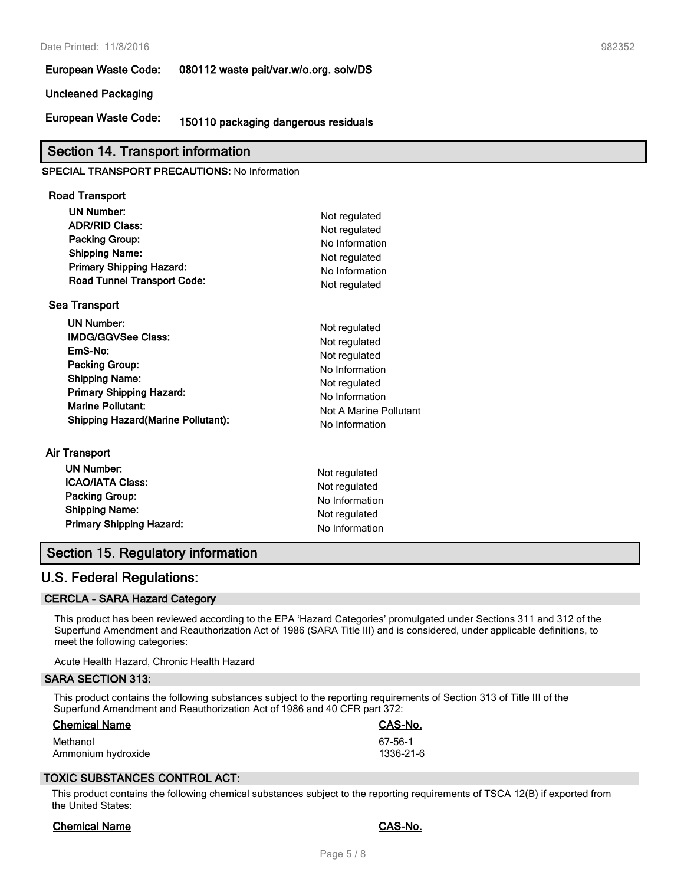**European Waste Code:** 080112 waste pait/var.w/o.org. solv/DS

**Uncleaned Packaging**

**European Waste Code:** 150110 packaging dangerous residuals

## Section 14. Transport information

**SPECIAL TRANSPORT PRECAUTIONS:** No Information

### Road Transport

| | |
|---|---|
| **UN Number:** | Not regulated |
| **ADR/RID Class:** | Not regulated |
| **Packing Group:** | No Information |
| **Shipping Name:** | Not regulated |
| **Primary Shipping Hazard:** | No Information |
| **Road Tunnel Transport Code:** | Not regulated |

### Sea Transport

| | |
|---|---|
| **UN Number:** | Not regulated |
| **IMDG/GGVSee Class:** | Not regulated |
| **EmS-No:** | Not regulated |
| **Packing Group:** | No Information |
| **Shipping Name:** | Not regulated |
| **Primary Shipping Hazard:** | No Information |
| **Marine Pollutant:** | Not A Marine Pollutant |
| **Shipping Hazard(Marine Pollutant):** | No Information |

### Air Transport

| | |
|---|---|
| **UN Number:** | Not regulated |
| **ICAO/IATA Class:** | Not regulated |
| **Packing Group:** | No Information |
| **Shipping Name:** | Not regulated |
| **Primary Shipping Hazard:** | No Information |

## Section 15. Regulatory information

## U.S. Federal Regulations:

### CERCLA - SARA Hazard Category

This product has been reviewed according to the EPA 'Hazard Categories' promulgated under Sections 311 and 312 of the Superfund Amendment and Reauthorization Act of 1986 (SARA Title III) and is considered, under applicable definitions, to meet the following categories:

Acute Health Hazard, Chronic Health Hazard

### SARA SECTION 313:

This product contains the following substances subject to the reporting requirements of Section 313 of Title III of the Superfund Amendment and Reauthorization Act of 1986 and 40 CFR part 372:

| Chemical Name | CAS-No. |
|---|---|
| Methanol | 67-56-1 |
| Ammonium hydroxide | 1336-21-6 |

### TOXIC SUBSTANCES CONTROL ACT:

This product contains the following chemical substances subject to the reporting requirements of TSCA 12(B) if exported from the United States:

| Chemical Name | CAS-No. |
|---|---|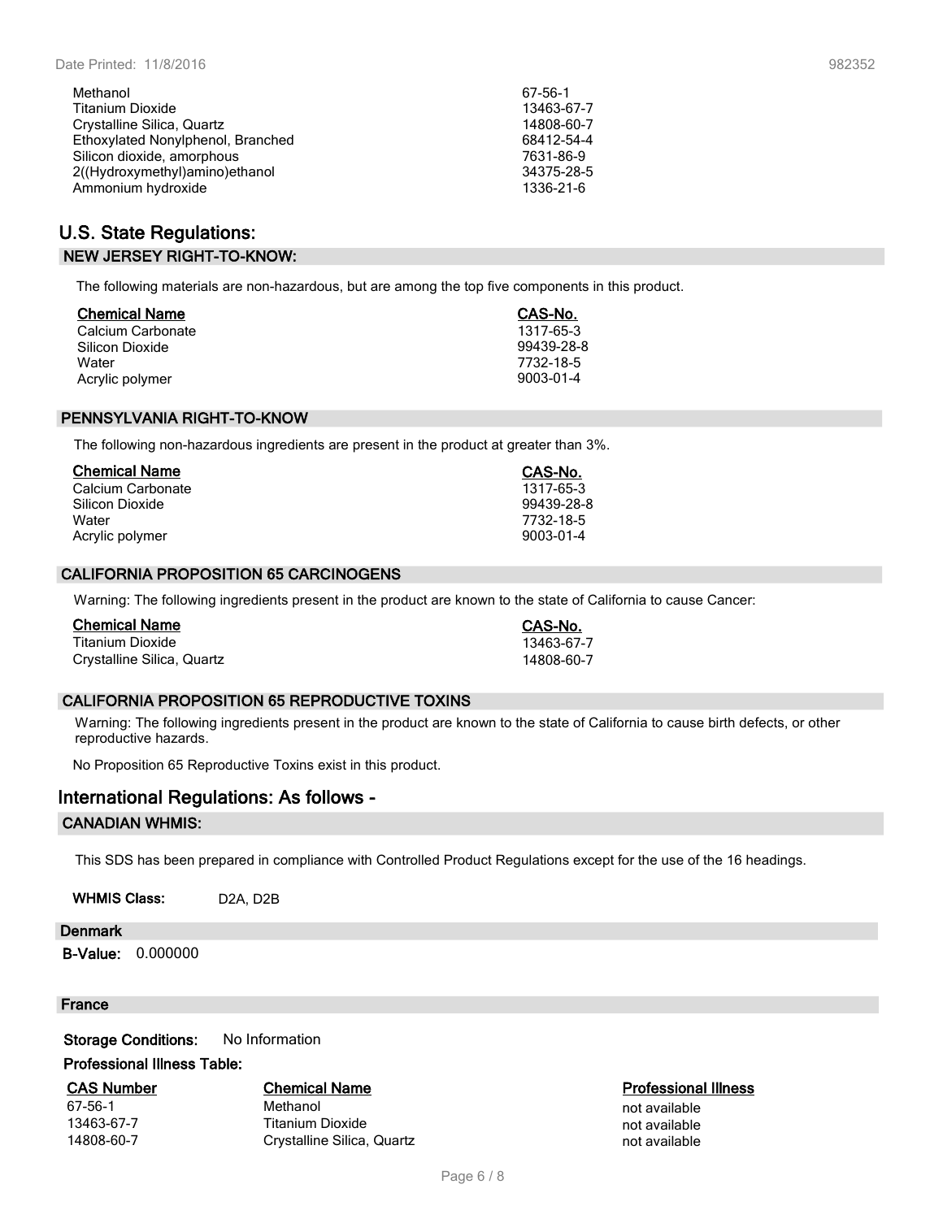| | |
|---|---|
| Methanol | 67-56-1 |
| Titanium Dioxide | 13463-67-7 |
| Crystalline Silica, Quartz | 14808-60-7 |
| Ethoxylated Nonylphenol, Branched | 68412-54-4 |
| Silicon dioxide, amorphous | 7631-86-9 |
| 2((Hydroxymethyl)amino)ethanol | 34375-28-5 |
| Ammonium hydroxide | 1336-21-6 |

## U.S. State Regulations:

### NEW JERSEY RIGHT-TO-KNOW:

The following materials are non-hazardous, but are among the top five components in this product.

| Chemical Name | CAS-No. |
|---|---|
| Calcium Carbonate | 1317-65-3 |
| Silicon Dioxide | 99439-28-8 |
| Water | 7732-18-5 |
| Acrylic polymer | 9003-01-4 |

### PENNSYLVANIA RIGHT-TO-KNOW

The following non-hazardous ingredients are present in the product at greater than 3%.

| Chemical Name | CAS-No. |
|---|---|
| Calcium Carbonate | 1317-65-3 |
| Silicon Dioxide | 99439-28-8 |
| Water | 7732-18-5 |
| Acrylic polymer | 9003-01-4 |

### CALIFORNIA PROPOSITION 65 CARCINOGENS

Warning: The following ingredients present in the product are known to the state of California to cause Cancer:

| Chemical Name | CAS-No. |
|---|---|
| Titanium Dioxide | 13463-67-7 |
| Crystalline Silica, Quartz | 14808-60-7 |

### CALIFORNIA PROPOSITION 65 REPRODUCTIVE TOXINS

Warning: The following ingredients present in the product are known to the state of California to cause birth defects, or other reproductive hazards.

No Proposition 65 Reproductive Toxins exist in this product.

## International Regulations: As follows -

### CANADIAN WHMIS:

This SDS has been prepared in compliance with Controlled Product Regulations except for the use of the 16 headings.

**WHMIS Class:** D2A, D2B

### Denmark

**B-Value:** 0.000000

### France

**Storage Conditions:** No Information

**Professional Illness Table:**

| CAS Number | Chemical Name | Professional Illness |
|---|---|---|
| 67-56-1 | Methanol | not available |
| 13463-67-7 | Titanium Dioxide | not available |
| 14808-60-7 | Crystalline Silica, Quartz | not available |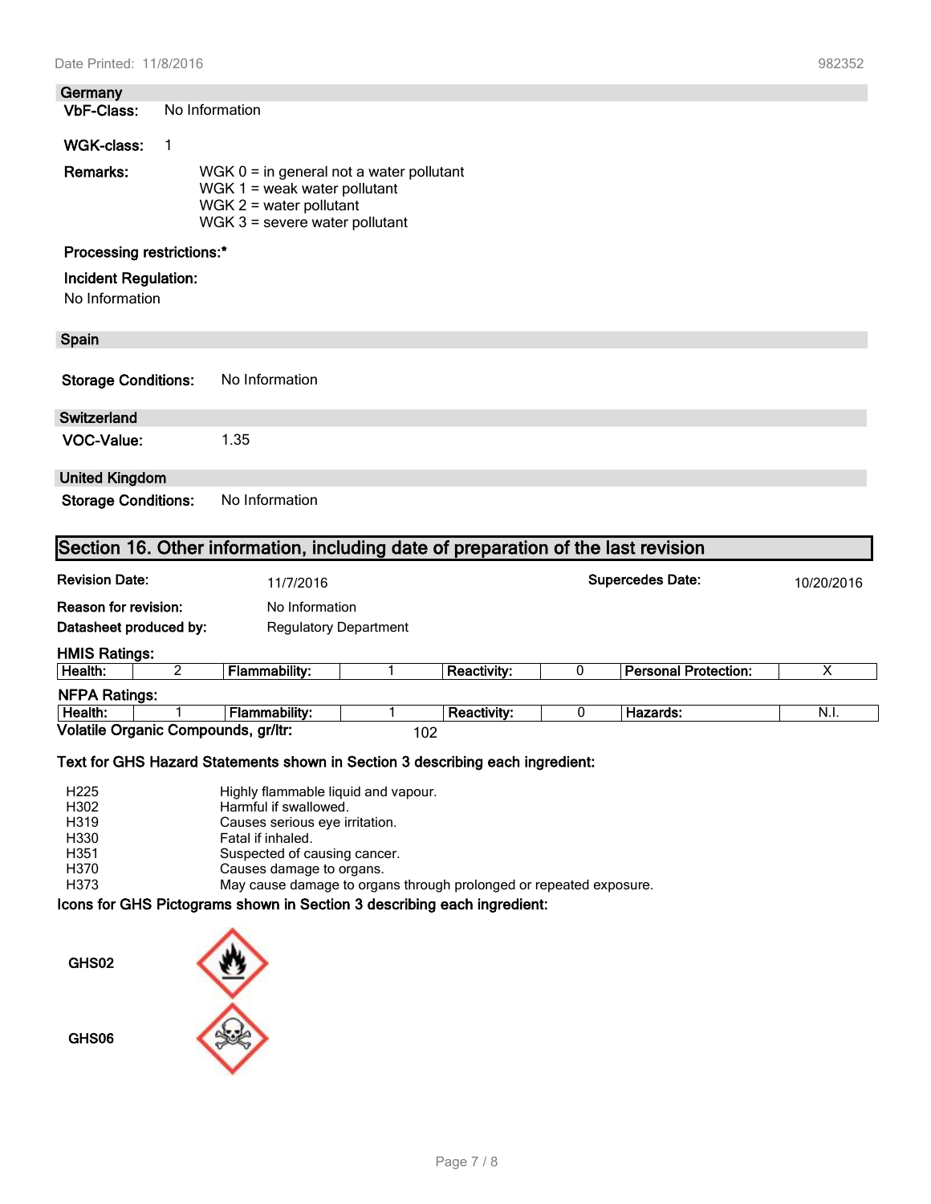### Germany

**VbF-Class:** No Information

**WGK-class:** 1

**Remarks:**
WGK 0 = in general not a water pollutant
WGK 1 = weak water pollutant
WGK 2 = water pollutant
WGK 3 = severe water pollutant

**Processing restrictions:***

**Incident Regulation:**
No Information

### Spain

**Storage Conditions:** No Information

### Switzerland

**VOC-Value:** 1.35

### United Kingdom

**Storage Conditions:** No Information

## Section 16. Other information, including date of preparation of the last revision

**Revision Date:** 11/7/2016 **Supercedes Date:** 10/20/2016

**Reason for revision:** No Information

**Datasheet produced by:** Regulatory Department

**HMIS Ratings:**

| Health: | 2 | Flammability: | 1 | Reactivity: | 0 | Personal Protection: | X |
|---|---|---|---|---|---|---|---|

**NFPA Ratings:**

| Health: | 1 | Flammability: | 1 | Reactivity: | 0 | Hazards: | N.I. |
|---|---|---|---|---|---|---|---|

**Volatile Organic Compounds, gr/ltr:** 102

**Text for GHS Hazard Statements shown in Section 3 describing each ingredient:**

| | |
|---|---|
| H225 | Highly flammable liquid and vapour. |
| H302 | Harmful if swallowed. |
| H319 | Causes serious eye irritation. |
| H330 | Fatal if inhaled. |
| H351 | Suspected of causing cancer. |
| H370 | Causes damage to organs. |
| H373 | May cause damage to organs through prolonged or repeated exposure. |

**Icons for GHS Pictograms shown in Section 3 describing each ingredient:**

GHS02

GHS06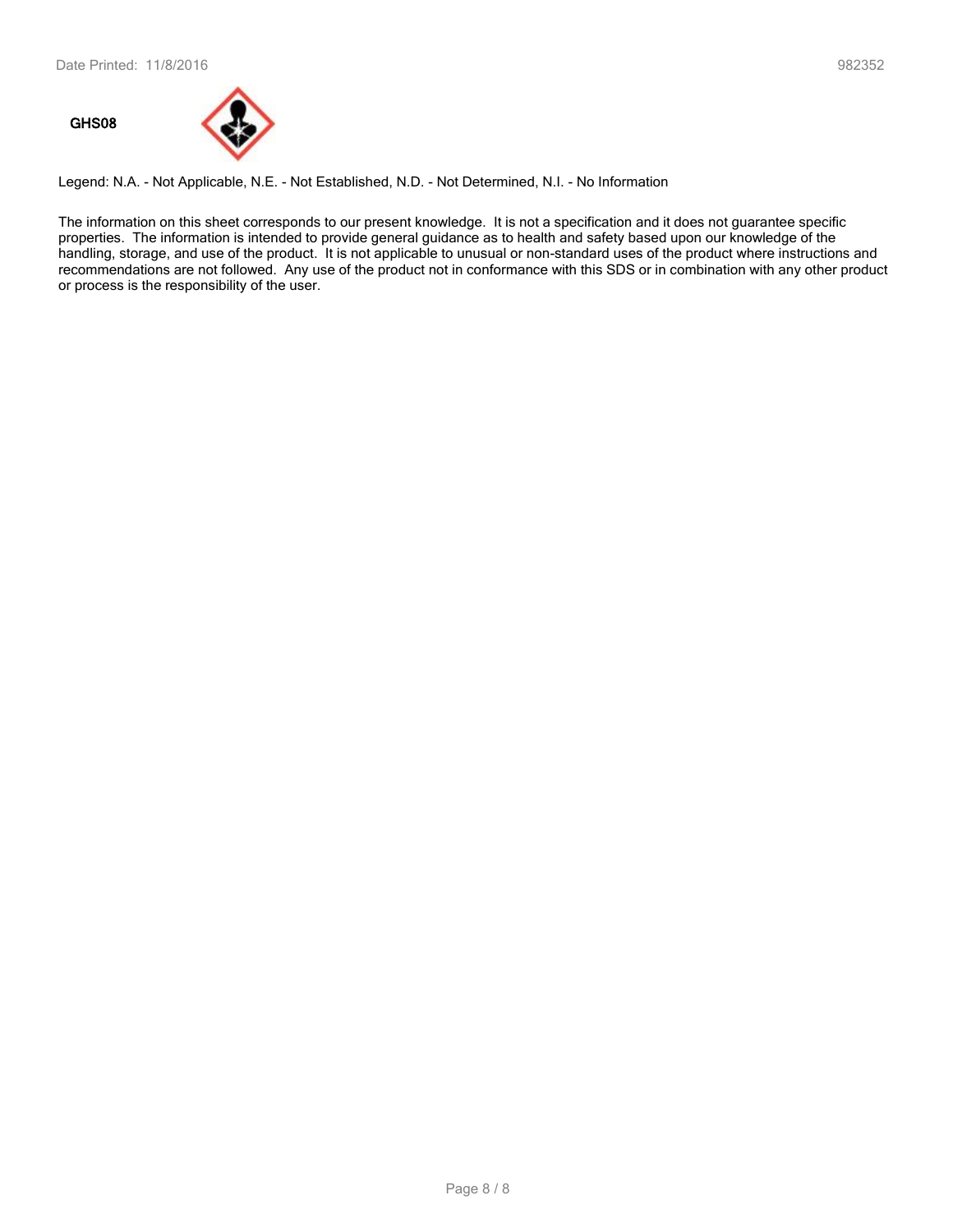**GHS08**

Legend: N.A. - Not Applicable, N.E. - Not Established, N.D. - Not Determined, N.I. - No Information

The information on this sheet corresponds to our present knowledge. It is not a specification and it does not guarantee specific properties. The information is intended to provide general guidance as to health and safety based upon our knowledge of the handling, storage, and use of the product. It is not applicable to unusual or non-standard uses of the product where instructions and recommendations are not followed. Any use of the product not in conformance with this SDS or in combination with any other product or process is the responsibility of the user.